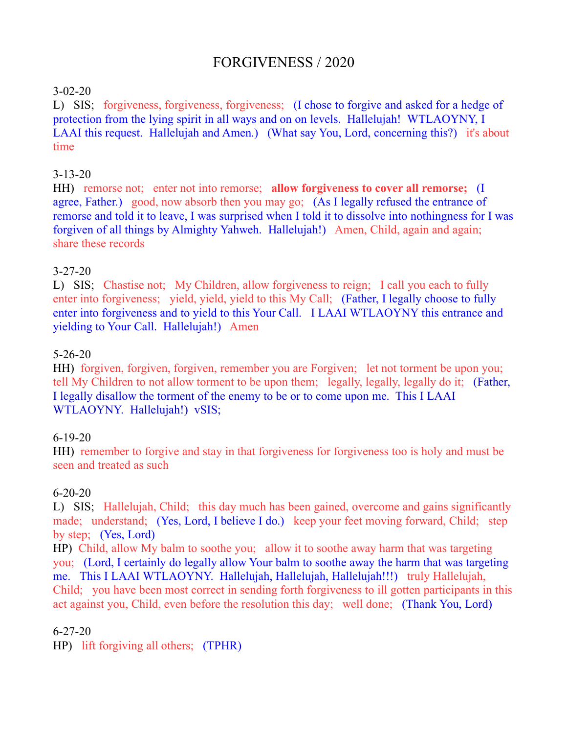# FORGIVENESS / 2020

3-02-20
L) SIS; forgiveness, forgiveness, forgiveness; (I chose to forgive and asked for a hedge of protection from the lying spirit in all ways and on on levels. Hallelujah! WTLAOYNY, I LAAI this request. Hallelujah and Amen.) (What say You, Lord, concerning this?) it's about time

3-13-20
HH) remorse not; enter not into remorse; **allow forgiveness to cover all remorse;** (I agree, Father.) good, now absorb then you may go; (As I legally refused the entrance of remorse and told it to leave, I was surprised when I told it to dissolve into nothingness for I was forgiven of all things by Almighty Yahweh. Hallelujah!) Amen, Child, again and again; share these records

3-27-20
L) SIS; Chastise not; My Children, allow forgiveness to reign; I call you each to fully enter into forgiveness; yield, yield, yield to this My Call; (Father, I legally choose to fully enter into forgiveness and to yield to this Your Call. I LAAI WTLAOYNY this entrance and yielding to Your Call. Hallelujah!) Amen

5-26-20
HH) forgiven, forgiven, forgiven, remember you are Forgiven; let not torment be upon you; tell My Children to not allow torment to be upon them; legally, legally, legally do it; (Father, I legally disallow the torment of the enemy to be or to come upon me. This I LAAI WTLAOYNY. Hallelujah!) vSIS;

6-19-20
HH) remember to forgive and stay in that forgiveness for forgiveness too is holy and must be seen and treated as such

6-20-20
L) SIS; Hallelujah, Child; this day much has been gained, overcome and gains significantly made; understand; (Yes, Lord, I believe I do.) keep your feet moving forward, Child; step by step; (Yes, Lord)
HP) Child, allow My balm to soothe you; allow it to soothe away harm that was targeting you; (Lord, I certainly do legally allow Your balm to soothe away the harm that was targeting me. This I LAAI WTLAOYNY. Hallelujah, Hallelujah, Hallelujah!!!) truly Hallelujah, Child; you have been most correct in sending forth forgiveness to ill gotten participants in this act against you, Child, even before the resolution this day; well done; (Thank You, Lord)

6-27-20
HP) lift forgiving all others; (TPHR)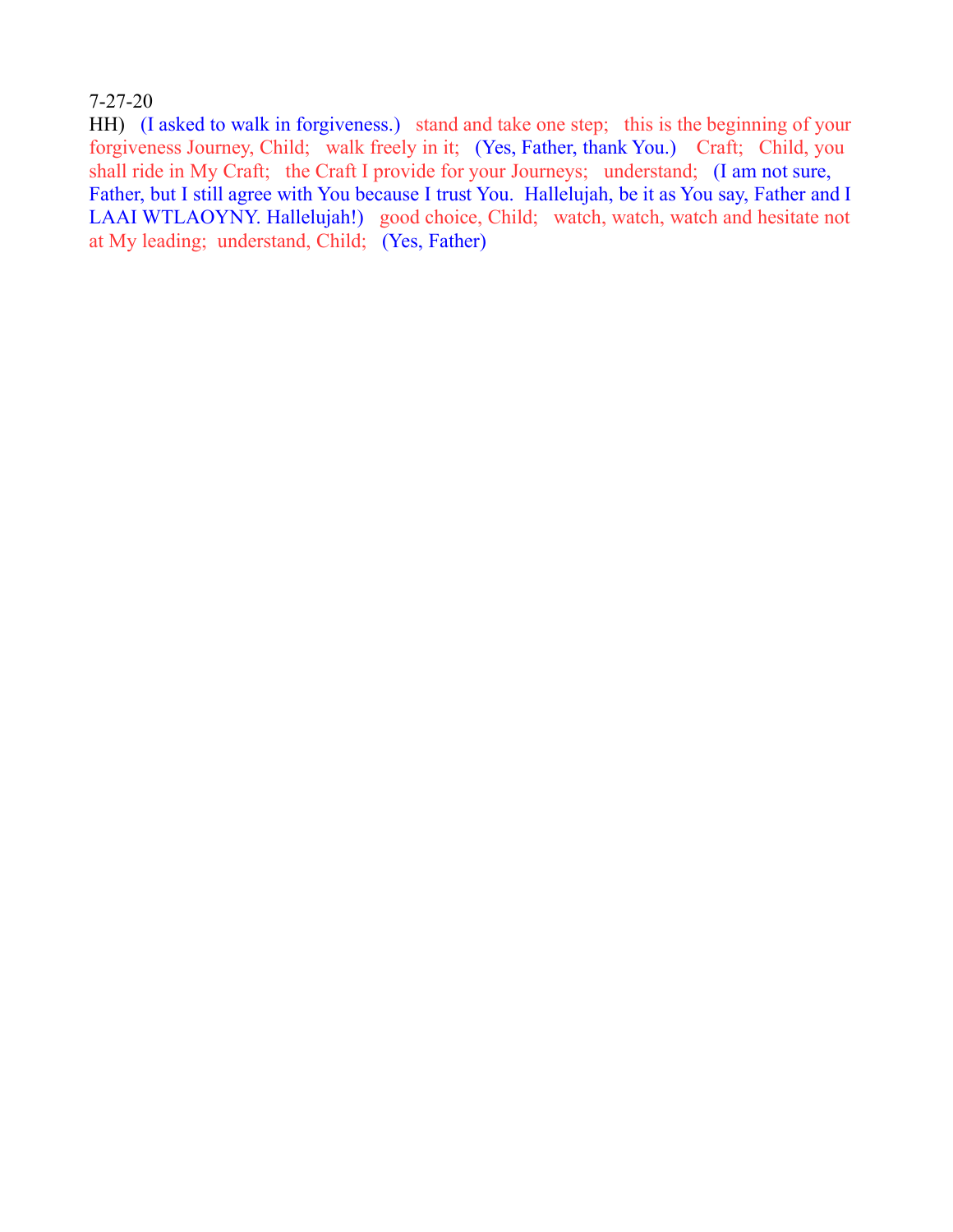7-27-20

HH) (I asked to walk in forgiveness.) stand and take one step; this is the beginning of your forgiveness Journey, Child; walk freely in it; (Yes, Father, thank You.) Craft; Child, you shall ride in My Craft; the Craft I provide for your Journeys; understand; (I am not sure, Father, but I still agree with You because I trust You. Hallelujah, be it as You say, Father and I LAAI WTLAOYNY. Hallelujah!) good choice, Child; watch, watch, watch and hesitate not at My leading; understand, Child; (Yes, Father)